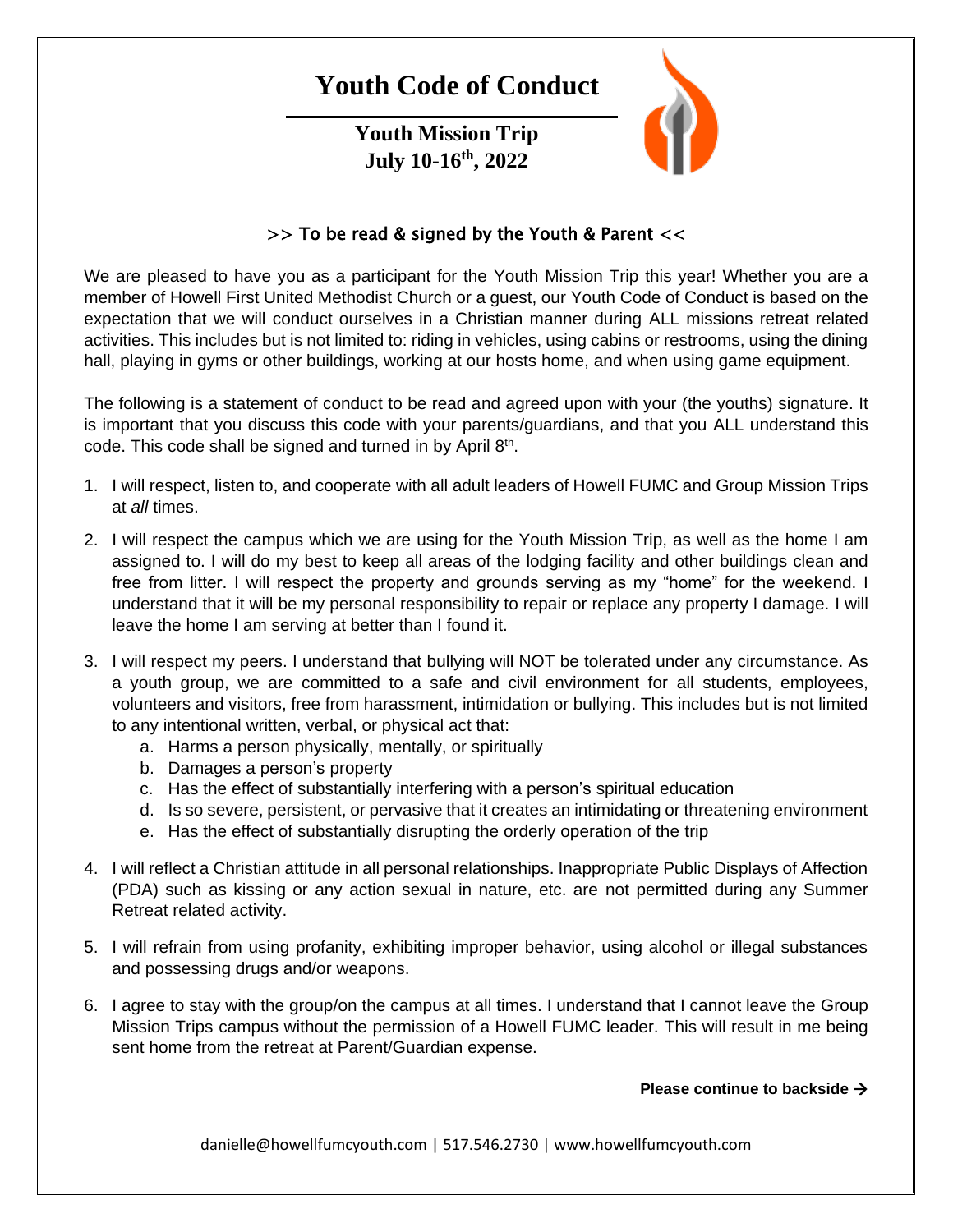# Youth Code of Conduct

## Youth Mission Trip
## July 10-16th, 2022

**>> To be read & signed by the Youth & Parent <<**

We are pleased to have you as a participant for the Youth Mission Trip this year! Whether you are a member of Howell First United Methodist Church or a guest, our Youth Code of Conduct is based on the expectation that we will conduct ourselves in a Christian manner during ALL missions retreat related activities. This includes but is not limited to: riding in vehicles, using cabins or restrooms, using the dining hall, playing in gyms or other buildings, working at our hosts home, and when using game equipment.

The following is a statement of conduct to be read and agreed upon with your (the youths) signature. It is important that you discuss this code with your parents/guardians, and that you ALL understand this code. This code shall be signed and turned in by April 8th.

1. I will respect, listen to, and cooperate with all adult leaders of Howell FUMC and Group Mission Trips at *all* times.
2. I will respect the campus which we are using for the Youth Mission Trip, as well as the home I am assigned to. I will do my best to keep all areas of the lodging facility and other buildings clean and free from litter. I will respect the property and grounds serving as my "home" for the weekend. I understand that it will be my personal responsibility to repair or replace any property I damage. I will leave the home I am serving at better than I found it.
3. I will respect my peers. I understand that bullying will NOT be tolerated under any circumstance. As a youth group, we are committed to a safe and civil environment for all students, employees, volunteers and visitors, free from harassment, intimidation or bullying. This includes but is not limited to any intentional written, verbal, or physical act that:
    a. Harms a person physically, mentally, or spiritually
    b. Damages a person's property
    c. Has the effect of substantially interfering with a person's spiritual education
    d. Is so severe, persistent, or pervasive that it creates an intimidating or threatening environment
    e. Has the effect of substantially disrupting the orderly operation of the trip
4. I will reflect a Christian attitude in all personal relationships. Inappropriate Public Displays of Affection (PDA) such as kissing or any action sexual in nature, etc. are not permitted during any Summer Retreat related activity.
5. I will refrain from using profanity, exhibiting improper behavior, using alcohol or illegal substances and possessing drugs and/or weapons.
6. I agree to stay with the group/on the campus at all times. I understand that I cannot leave the Group Mission Trips campus without the permission of a Howell FUMC leader. This will result in me being sent home from the retreat at Parent/Guardian expense.

**Please continue to backside →**

danielle@howellfumcyouth.com | 517.546.2730 | www.howellfumcyouth.com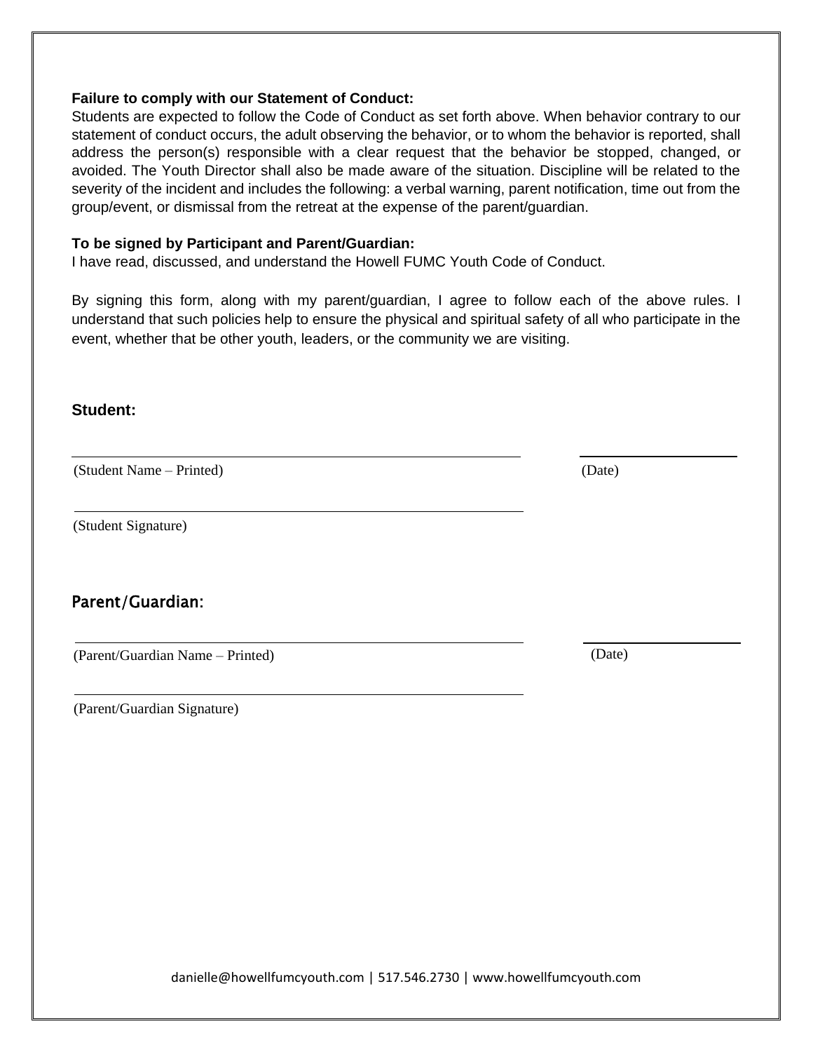**Failure to comply with our Statement of Conduct:**
Students are expected to follow the Code of Conduct as set forth above. When behavior contrary to our statement of conduct occurs, the adult observing the behavior, or to whom the behavior is reported, shall address the person(s) responsible with a clear request that the behavior be stopped, changed, or avoided. The Youth Director shall also be made aware of the situation. Discipline will be related to the severity of the incident and includes the following: a verbal warning, parent notification, time out from the group/event, or dismissal from the retreat at the expense of the parent/guardian.

**To be signed by Participant and Parent/Guardian:**
I have read, discussed, and understand the Howell FUMC Youth Code of Conduct.

By signing this form, along with my parent/guardian, I agree to follow each of the above rules. I understand that such policies help to ensure the physical and spiritual safety of all who participate in the event, whether that be other youth, leaders, or the community we are visiting.

**Student:**

\_\_\_\_\_\_\_\_\_\_\_\_\_\_\_\_\_\_\_\_\_\_\_\_\_\_\_\_\_\_\_\_\_\_\_\_\_\_\_\_ \_\_\_\_\_\_\_\_\_\_\_\_\_\_\_\_
(Student Name – Printed) (Date)

\_\_\_\_\_\_\_\_\_\_\_\_\_\_\_\_\_\_\_\_\_\_\_\_\_\_\_\_\_\_\_\_\_\_\_\_\_\_\_\_
(Student Signature)

**Parent/Guardian:**

\_\_\_\_\_\_\_\_\_\_\_\_\_\_\_\_\_\_\_\_\_\_\_\_\_\_\_\_\_\_\_\_\_\_\_\_\_\_\_\_ \_\_\_\_\_\_\_\_\_\_\_\_\_\_\_\_
(Parent/Guardian Name – Printed) (Date)

\_\_\_\_\_\_\_\_\_\_\_\_\_\_\_\_\_\_\_\_\_\_\_\_\_\_\_\_\_\_\_\_\_\_\_\_\_\_\_\_
(Parent/Guardian Signature)

danielle@howellfumcyouth.com | 517.546.2730 | www.howellfumcyouth.com